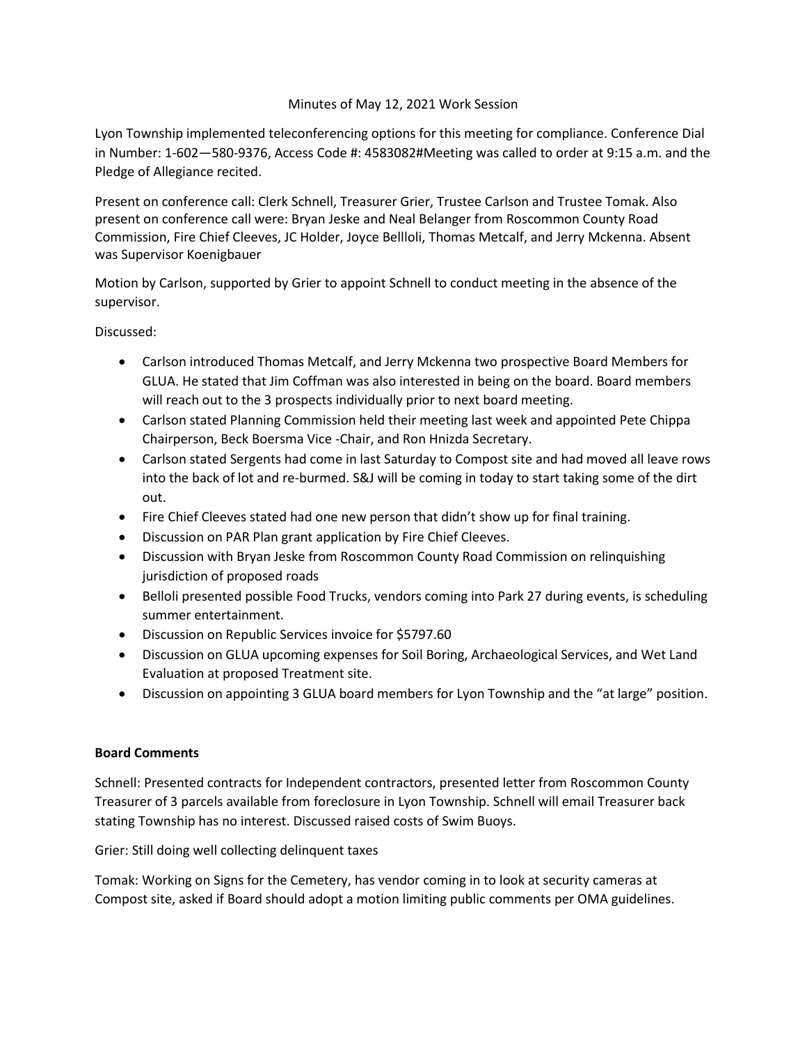Minutes of May 12, 2021 Work Session

Lyon Township implemented teleconferencing options for this meeting for compliance. Conference Dial in Number: 1-602—580-9376, Access Code #: 4583082#Meeting was called to order at 9:15 a.m. and the Pledge of Allegiance recited.

Present on conference call: Clerk Schnell, Treasurer Grier, Trustee Carlson and Trustee Tomak. Also present on conference call were: Bryan Jeske and Neal Belanger from Roscommon County Road Commission, Fire Chief Cleeves, JC Holder, Joyce Bellloli, Thomas Metcalf, and Jerry Mckenna. Absent was Supervisor Koenigbauer

Motion by Carlson, supported by Grier to appoint Schnell to conduct meeting in the absence of the supervisor.

Discussed:

- Carlson introduced Thomas Metcalf, and Jerry Mckenna two prospective Board Members for GLUA. He stated that Jim Coffman was also interested in being on the board. Board members will reach out to the 3 prospects individually prior to next board meeting.
- Carlson stated Planning Commission held their meeting last week and appointed Pete Chippa Chairperson, Beck Boersma Vice -Chair, and Ron Hnizda Secretary.
- Carlson stated Sergents had come in last Saturday to Compost site and had moved all leave rows into the back of lot and re-burmed. S&J will be coming in today to start taking some of the dirt out.
- Fire Chief Cleeves stated had one new person that didn't show up for final training.
- Discussion on PAR Plan grant application by Fire Chief Cleeves.
- Discussion with Bryan Jeske from Roscommon County Road Commission on relinquishing jurisdiction of proposed roads
- Belloli presented possible Food Trucks, vendors coming into Park 27 during events, is scheduling summer entertainment.
- Discussion on Republic Services invoice for $5797.60
- Discussion on GLUA upcoming expenses for Soil Boring, Archaeological Services, and Wet Land Evaluation at proposed Treatment site.
- Discussion on appointing 3 GLUA board members for Lyon Township and the "at large" position.

**Board Comments**

Schnell: Presented contracts for Independent contractors, presented letter from Roscommon County Treasurer of 3 parcels available from foreclosure in Lyon Township. Schnell will email Treasurer back stating Township has no interest. Discussed raised costs of Swim Buoys.

Grier: Still doing well collecting delinquent taxes

Tomak: Working on Signs for the Cemetery, has vendor coming in to look at security cameras at Compost site, asked if Board should adopt a motion limiting public comments per OMA guidelines.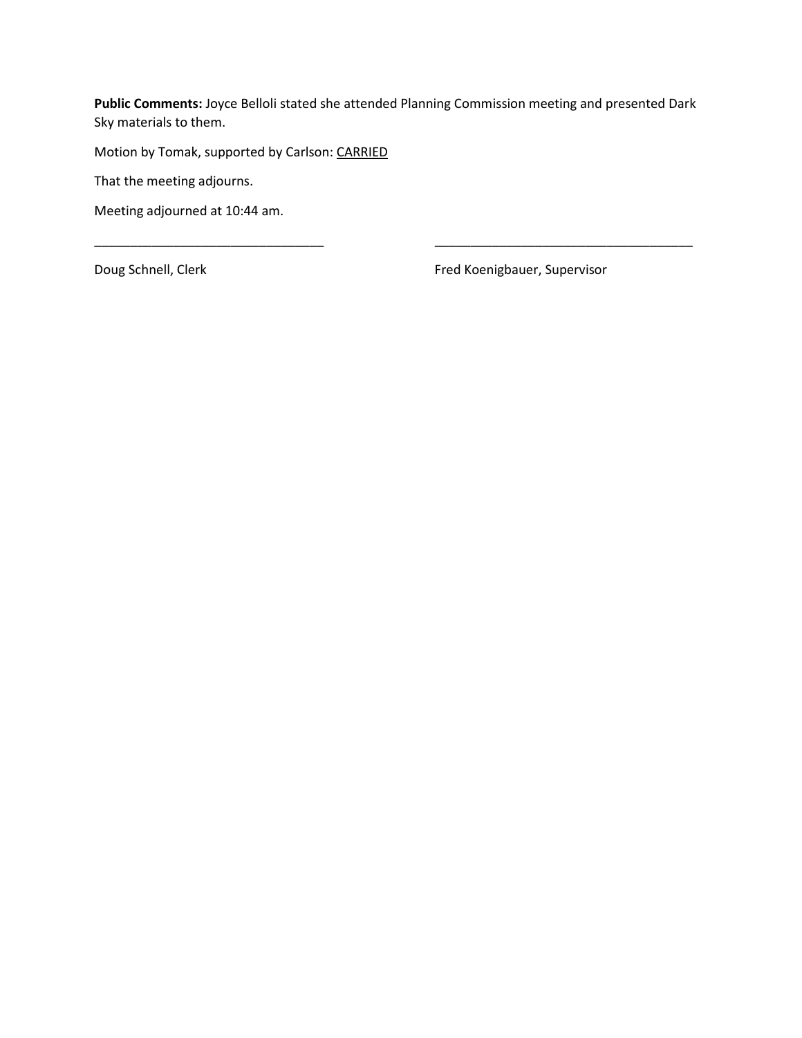**Public Comments:** Joyce Belloli stated she attended Planning Commission meeting and presented Dark Sky materials to them.

Motion by Tomak, supported by Carlson: <u>CARRIED</u>

That the meeting adjourns.

Meeting adjourned at 10:44 am.

_______________________________ _______________________________

Doug Schnell, Clerk Fred Koenigbauer, Supervisor